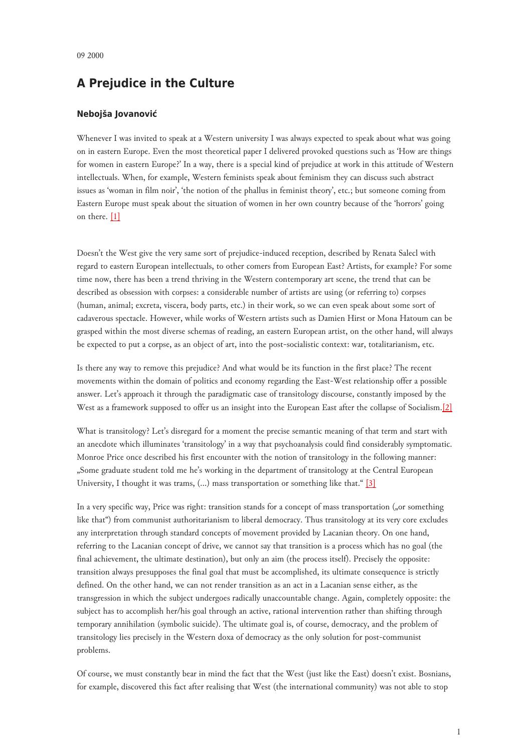09 2000

## A Prejudice in the Culture

### Nebojša Jovanović

Whenever I was invited to speak at a Western university I was always expected to speak about what was going on in eastern Europe. Even the most theoretical paper I delivered provoked questions such as 'How are things for women in eastern Europe?' In a way, there is a special kind of prejudice at work in this attitude of Western intellectuals. When, for example, Western feminists speak about feminism they can discuss such abstract issues as 'woman in film noir', 'the notion of the phallus in feminist theory', etc.; but someone coming from Eastern Europe must speak about the situation of women in her own country because of the 'horrors' going on there. [1]

Doesn't the West give the very same sort of prejudice-induced reception, described by Renata Salecl with regard to eastern European intellectuals, to other comers from European East? Artists, for example? For some time now, there has been a trend thriving in the Western contemporary art scene, the trend that can be described as obsession with corpses: a considerable number of artists are using (or referring to) corpses (human, animal; excreta, viscera, body parts, etc.) in their work, so we can even speak about some sort of cadaverous spectacle. However, while works of Western artists such as Damien Hirst or Mona Hatoum can be grasped within the most diverse schemas of reading, an eastern European artist, on the other hand, will always be expected to put a corpse, as an object of art, into the post-socialistic context: war, totalitarianism, etc.

Is there any way to remove this prejudice? And what would be its function in the first place? The recent movements within the domain of politics and economy regarding the East-West relationship offer a possible answer. Let's approach it through the paradigmatic case of transitology discourse, constantly imposed by the West as a framework supposed to offer us an insight into the European East after the collapse of Socialism.[2]

What is transitology? Let's disregard for a moment the precise semantic meaning of that term and start with an anecdote which illuminates 'transitology' in a way that psychoanalysis could find considerably symptomatic. Monroe Price once described his first encounter with the notion of transitology in the following manner: „Some graduate student told me he's working in the department of transitology at the Central European University, I thought it was trams, (...) mass transportation or something like that." [3]

In a very specific way, Price was right: transition stands for a concept of mass transportation („or something like that") from communist authoritarianism to liberal democracy. Thus transitology at its very core excludes any interpretation through standard concepts of movement provided by Lacanian theory. On one hand, referring to the Lacanian concept of drive, we cannot say that transition is a process which has no goal (the final achievement, the ultimate destination), but only an aim (the process itself). Precisely the opposite: transition always presupposes the final goal that must be accomplished, its ultimate consequence is strictly defined. On the other hand, we can not render transition as an act in a Lacanian sense either, as the transgression in which the subject undergoes radically unaccountable change. Again, completely opposite: the subject has to accomplish her/his goal through an active, rational intervention rather than shifting through temporary annihilation (symbolic suicide). The ultimate goal is, of course, democracy, and the problem of transitology lies precisely in the Western doxa of democracy as the only solution for post-communist problems.

Of course, we must constantly bear in mind the fact that the West (just like the East) doesn't exist. Bosnians, for example, discovered this fact after realising that West (the international community) was not able to stop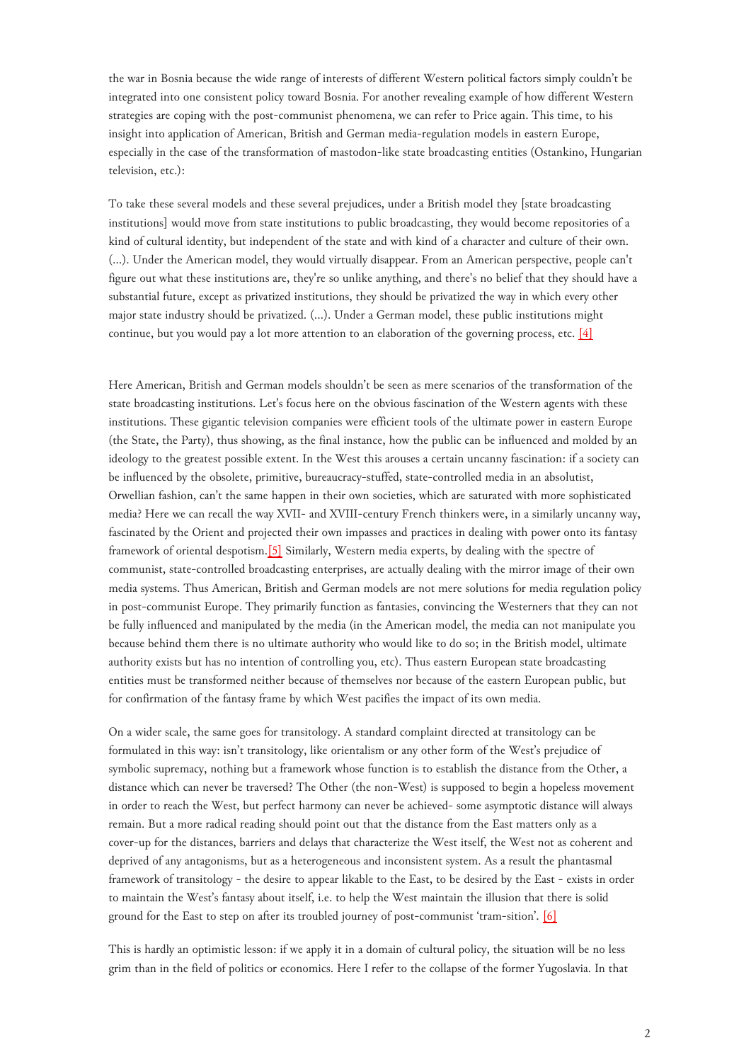the war in Bosnia because the wide range of interests of different Western political factors simply couldn't be integrated into one consistent policy toward Bosnia. For another revealing example of how different Western strategies are coping with the post-communist phenomena, we can refer to Price again. This time, to his insight into application of American, British and German media-regulation models in eastern Europe, especially in the case of the transformation of mastodon-like state broadcasting entities (Ostankino, Hungarian television, etc.):

To take these several models and these several prejudices, under a British model they [state broadcasting institutions] would move from state institutions to public broadcasting, they would become repositories of a kind of cultural identity, but independent of the state and with kind of a character and culture of their own. (...). Under the American model, they would virtually disappear. From an American perspective, people can't figure out what these institutions are, they're so unlike anything, and there's no belief that they should have a substantial future, except as privatized institutions, they should be privatized the way in which every other major state industry should be privatized. (...). Under a German model, these public institutions might continue, but you would pay a lot more attention to an elaboration of the governing process, etc. [4]

Here American, British and German models shouldn't be seen as mere scenarios of the transformation of the state broadcasting institutions. Let's focus here on the obvious fascination of the Western agents with these institutions. These gigantic television companies were efficient tools of the ultimate power in eastern Europe (the State, the Party), thus showing, as the final instance, how the public can be influenced and molded by an ideology to the greatest possible extent. In the West this arouses a certain uncanny fascination: if a society can be influenced by the obsolete, primitive, bureaucracy-stuffed, state-controlled media in an absolutist, Orwellian fashion, can't the same happen in their own societies, which are saturated with more sophisticated media? Here we can recall the way XVII- and XVIII-century French thinkers were, in a similarly uncanny way, fascinated by the Orient and projected their own impasses and practices in dealing with power onto its fantasy framework of oriental despotism.[5] Similarly, Western media experts, by dealing with the spectre of communist, state-controlled broadcasting enterprises, are actually dealing with the mirror image of their own media systems. Thus American, British and German models are not mere solutions for media regulation policy in post-communist Europe. They primarily function as fantasies, convincing the Westerners that they can not be fully influenced and manipulated by the media (in the American model, the media can not manipulate you because behind them there is no ultimate authority who would like to do so; in the British model, ultimate authority exists but has no intention of controlling you, etc). Thus eastern European state broadcasting entities must be transformed neither because of themselves nor because of the eastern European public, but for confirmation of the fantasy frame by which West pacifies the impact of its own media.

On a wider scale, the same goes for transitology. A standard complaint directed at transitology can be formulated in this way: isn't transitology, like orientalism or any other form of the West's prejudice of symbolic supremacy, nothing but a framework whose function is to establish the distance from the Other, a distance which can never be traversed? The Other (the non-West) is supposed to begin a hopeless movement in order to reach the West, but perfect harmony can never be achieved- some asymptotic distance will always remain. But a more radical reading should point out that the distance from the East matters only as a cover-up for the distances, barriers and delays that characterize the West itself, the West not as coherent and deprived of any antagonisms, but as a heterogeneous and inconsistent system. As a result the phantasmal framework of transitology - the desire to appear likable to the East, to be desired by the East - exists in order to maintain the West's fantasy about itself, i.e. to help the West maintain the illusion that there is solid ground for the East to step on after its troubled journey of post-communist 'tram-sition'. [6]

This is hardly an optimistic lesson: if we apply it in a domain of cultural policy, the situation will be no less grim than in the field of politics or economics. Here I refer to the collapse of the former Yugoslavia. In that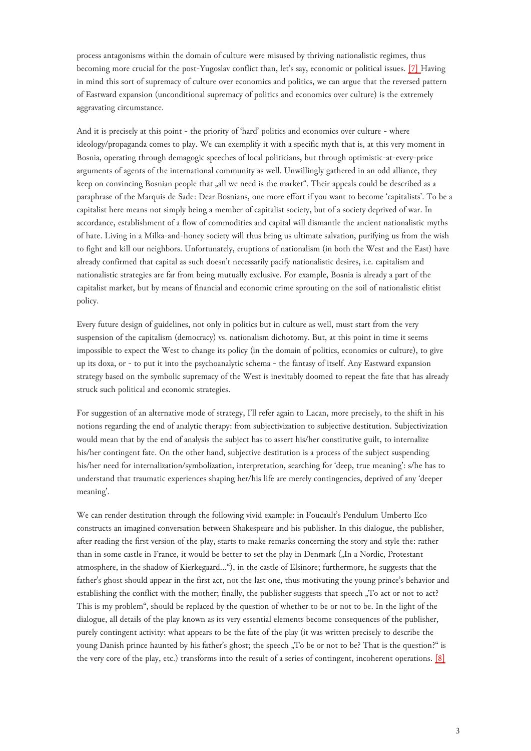process antagonisms within the domain of culture were misused by thriving nationalistic regimes, thus becoming more crucial for the post-Yugoslav conflict than, let's say, economic or political issues. [7] Having in mind this sort of supremacy of culture over economics and politics, we can argue that the reversed pattern of Eastward expansion (unconditional supremacy of politics and economics over culture) is the extremely aggravating circumstance.

And it is precisely at this point - the priority of 'hard' politics and economics over culture - where ideology/propaganda comes to play. We can exemplify it with a specific myth that is, at this very moment in Bosnia, operating through demagogic speeches of local politicians, but through optimistic-at-every-price arguments of agents of the international community as well. Unwillingly gathered in an odd alliance, they keep on convincing Bosnian people that „all we need is the market". Their appeals could be described as a paraphrase of the Marquis de Sade: Dear Bosnians, one more effort if you want to become 'capitalists'. To be a capitalist here means not simply being a member of capitalist society, but of a society deprived of war. In accordance, establishment of a flow of commodities and capital will dismantle the ancient nationalistic myths of hate. Living in a Milka-and-honey society will thus bring us ultimate salvation, purifying us from the wish to fight and kill our neighbors. Unfortunately, eruptions of nationalism (in both the West and the East) have already confirmed that capital as such doesn't necessarily pacify nationalistic desires, i.e. capitalism and nationalistic strategies are far from being mutually exclusive. For example, Bosnia is already a part of the capitalist market, but by means of financial and economic crime sprouting on the soil of nationalistic elitist policy.

Every future design of guidelines, not only in politics but in culture as well, must start from the very suspension of the capitalism (democracy) vs. nationalism dichotomy. But, at this point in time it seems impossible to expect the West to change its policy (in the domain of politics, economics or culture), to give up its doxa, or - to put it into the psychoanalytic schema - the fantasy of itself. Any Eastward expansion strategy based on the symbolic supremacy of the West is inevitably doomed to repeat the fate that has already struck such political and economic strategies.

For suggestion of an alternative mode of strategy, I'll refer again to Lacan, more precisely, to the shift in his notions regarding the end of analytic therapy: from subjectivization to subjective destitution. Subjectivization would mean that by the end of analysis the subject has to assert his/her constitutive guilt, to internalize his/her contingent fate. On the other hand, subjective destitution is a process of the subject suspending his/her need for internalization/symbolization, interpretation, searching for 'deep, true meaning': s/he has to understand that traumatic experiences shaping her/his life are merely contingencies, deprived of any 'deeper meaning'.

We can render destitution through the following vivid example: in Foucault's Pendulum Umberto Eco constructs an imagined conversation between Shakespeare and his publisher. In this dialogue, the publisher, after reading the first version of the play, starts to make remarks concerning the story and style the: rather than in some castle in France, it would be better to set the play in Denmark („In a Nordic, Protestant atmosphere, in the shadow of Kierkegaard..."), in the castle of Elsinore; furthermore, he suggests that the father's ghost should appear in the first act, not the last one, thus motivating the young prince's behavior and establishing the conflict with the mother; finally, the publisher suggests that speech „To act or not to act? This is my problem", should be replaced by the question of whether to be or not to be. In the light of the dialogue, all details of the play known as its very essential elements become consequences of the publisher, purely contingent activity: what appears to be the fate of the play (it was written precisely to describe the young Danish prince haunted by his father's ghost; the speech „To be or not to be? That is the question?" is the very core of the play, etc.) transforms into the result of a series of contingent, incoherent operations. [8]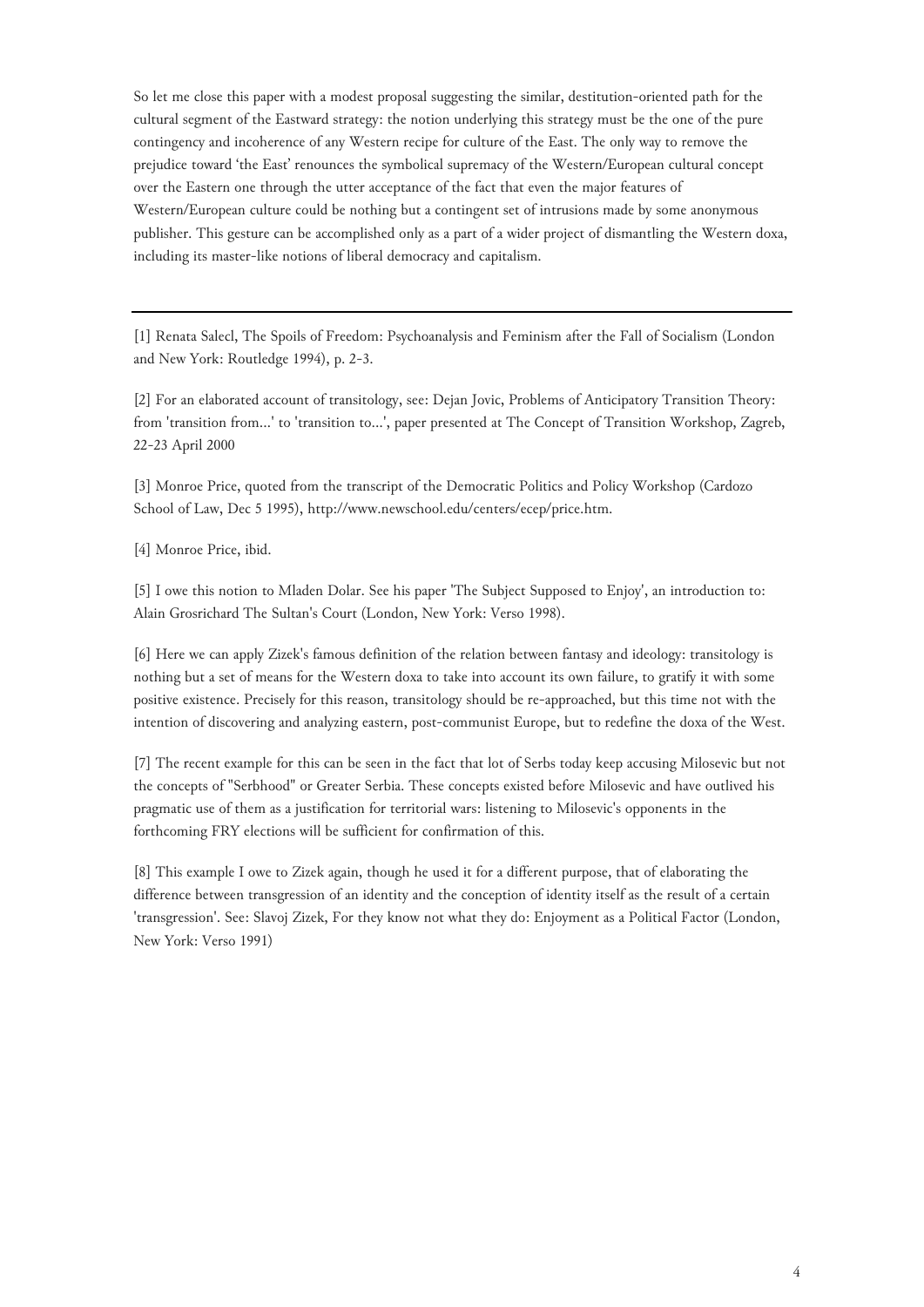So let me close this paper with a modest proposal suggesting the similar, destitution-oriented path for the cultural segment of the Eastward strategy: the notion underlying this strategy must be the one of the pure contingency and incoherence of any Western recipe for culture of the East. The only way to remove the prejudice toward 'the East' renounces the symbolical supremacy of the Western/European cultural concept over the Eastern one through the utter acceptance of the fact that even the major features of Western/European culture could be nothing but a contingent set of intrusions made by some anonymous publisher. This gesture can be accomplished only as a part of a wider project of dismantling the Western doxa, including its master-like notions of liberal democracy and capitalism.

---

[1] Renata Salecl, The Spoils of Freedom: Psychoanalysis and Feminism after the Fall of Socialism (London and New York: Routledge 1994), p. 2-3.

[2] For an elaborated account of transitology, see: Dejan Jovic, Problems of Anticipatory Transition Theory: from 'transition from...' to 'transition to...', paper presented at The Concept of Transition Workshop, Zagreb, 22-23 April 2000

[3] Monroe Price, quoted from the transcript of the Democratic Politics and Policy Workshop (Cardozo School of Law, Dec 5 1995), http://www.newschool.edu/centers/ecep/price.htm.

[4] Monroe Price, ibid.

[5] I owe this notion to Mladen Dolar. See his paper 'The Subject Supposed to Enjoy', an introduction to: Alain Grosrichard The Sultan's Court (London, New York: Verso 1998).

[6] Here we can apply Zizek's famous definition of the relation between fantasy and ideology: transitology is nothing but a set of means for the Western doxa to take into account its own failure, to gratify it with some positive existence. Precisely for this reason, transitology should be re-approached, but this time not with the intention of discovering and analyzing eastern, post-communist Europe, but to redefine the doxa of the West.

[7] The recent example for this can be seen in the fact that lot of Serbs today keep accusing Milosevic but not the concepts of "Serbhood" or Greater Serbia. These concepts existed before Milosevic and have outlived his pragmatic use of them as a justification for territorial wars: listening to Milosevic's opponents in the forthcoming FRY elections will be sufficient for confirmation of this.

[8] This example I owe to Zizek again, though he used it for a different purpose, that of elaborating the difference between transgression of an identity and the conception of identity itself as the result of a certain 'transgression'. See: Slavoj Zizek, For they know not what they do: Enjoyment as a Political Factor (London, New York: Verso 1991)